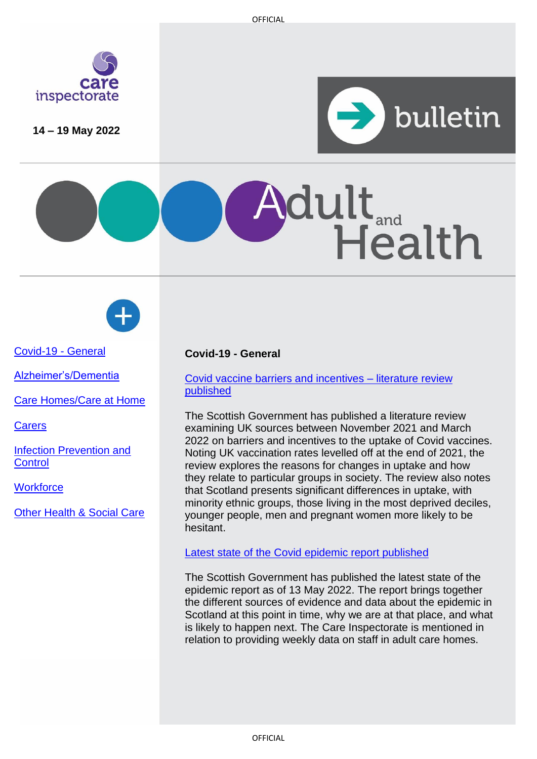care inspectorate

14 – 19 May 2022

bulletin

# Adult and Health

- Covid-19 - General
- Alzheimer's/Dementia
- Care Homes/Care at Home
- Carers
- Infection Prevention and Control
- Workforce
- Other Health & Social Care

## Covid-19 - General

### Covid vaccine barriers and incentives – literature review published

The Scottish Government has published a literature review examining UK sources between November 2021 and March 2022 on barriers and incentives to the uptake of Covid vaccines. Noting UK vaccination rates levelled off at the end of 2021, the review explores the reasons for changes in uptake and how they relate to particular groups in society. The review also notes that Scotland presents significant differences in uptake, with minority ethnic groups, those living in the most deprived deciles, younger people, men and pregnant women more likely to be hesitant.

### Latest state of the Covid epidemic report published

The Scottish Government has published the latest state of the epidemic report as of 13 May 2022. The report brings together the different sources of evidence and data about the epidemic in Scotland at this point in time, why we are at that place, and what is likely to happen next. The Care Inspectorate is mentioned in relation to providing weekly data on staff in adult care homes.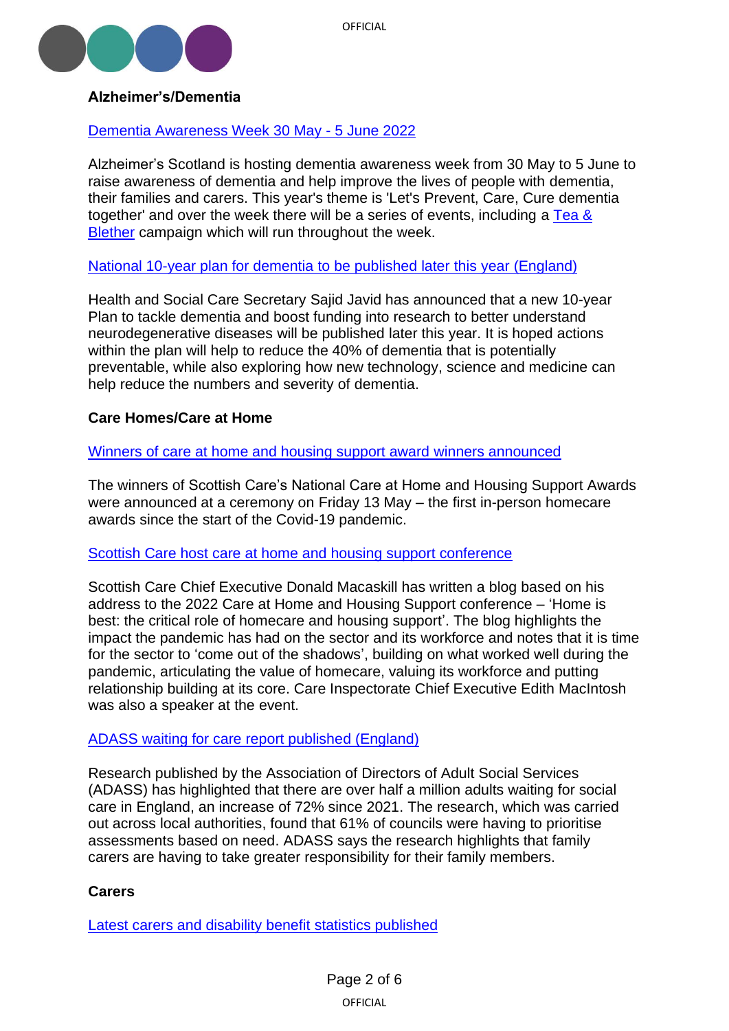**Alzheimer's/Dementia**

Dementia Awareness Week 30 May - 5 June 2022

Alzheimer's Scotland is hosting dementia awareness week from 30 May to 5 June to raise awareness of dementia and help improve the lives of people with dementia, their families and carers. This year's theme is 'Let's Prevent, Care, Cure dementia together' and over the week there will be a series of events, including a Tea & Blether campaign which will run throughout the week.

National 10-year plan for dementia to be published later this year (England)

Health and Social Care Secretary Sajid Javid has announced that a new 10-year Plan to tackle dementia and boost funding into research to better understand neurodegenerative diseases will be published later this year. It is hoped actions within the plan will help to reduce the 40% of dementia that is potentially preventable, while also exploring how new technology, science and medicine can help reduce the numbers and severity of dementia.

**Care Homes/Care at Home**

Winners of care at home and housing support award winners announced

The winners of Scottish Care's National Care at Home and Housing Support Awards were announced at a ceremony on Friday 13 May – the first in-person homecare awards since the start of the Covid-19 pandemic.

Scottish Care host care at home and housing support conference

Scottish Care Chief Executive Donald Macaskill has written a blog based on his address to the 2022 Care at Home and Housing Support conference – 'Home is best: the critical role of homecare and housing support'. The blog highlights the impact the pandemic has had on the sector and its workforce and notes that it is time for the sector to 'come out of the shadows', building on what worked well during the pandemic, articulating the value of homecare, valuing its workforce and putting relationship building at its core. Care Inspectorate Chief Executive Edith MacIntosh was also a speaker at the event.

ADASS waiting for care report published (England)

Research published by the Association of Directors of Adult Social Services (ADASS) has highlighted that there are over half a million adults waiting for social care in England, an increase of 72% since 2021. The research, which was carried out across local authorities, found that 61% of councils were having to prioritise assessments based on need. ADASS says the research highlights that family carers are having to take greater responsibility for their family members.

**Carers**

Latest carers and disability benefit statistics published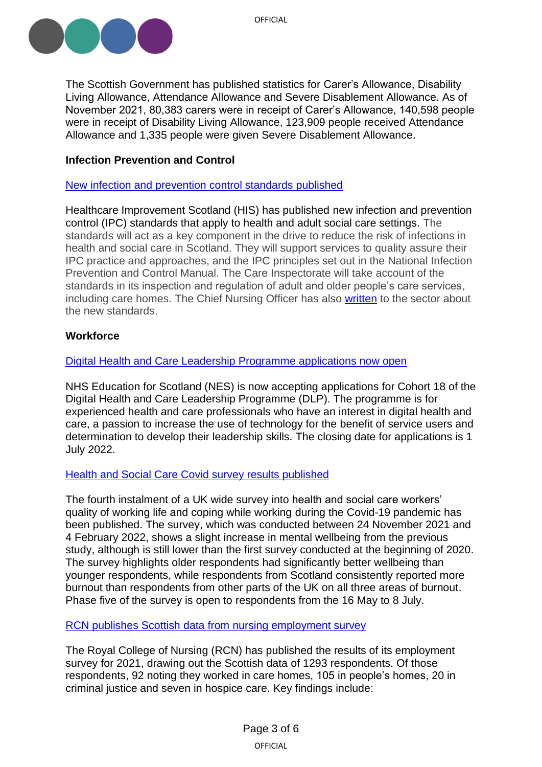The Scottish Government has published statistics for Carer's Allowance, Disability Living Allowance, Attendance Allowance and Severe Disablement Allowance. As of November 2021, 80,383 carers were in receipt of Carer's Allowance, 140,598 people were in receipt of Disability Living Allowance, 123,909 people received Attendance Allowance and 1,335 people were given Severe Disablement Allowance.

**Infection Prevention and Control**

New infection and prevention control standards published

Healthcare Improvement Scotland (HIS) has published new infection and prevention control (IPC) standards that apply to health and adult social care settings. The standards will act as a key component in the drive to reduce the risk of infections in health and social care in Scotland. They will support services to quality assure their IPC practice and approaches, and the IPC principles set out in the National Infection Prevention and Control Manual. The Care Inspectorate will take account of the standards in its inspection and regulation of adult and older people's care services, including care homes. The Chief Nursing Officer has also written to the sector about the new standards.

**Workforce**

Digital Health and Care Leadership Programme applications now open

NHS Education for Scotland (NES) is now accepting applications for Cohort 18 of the Digital Health and Care Leadership Programme (DLP). The programme is for experienced health and care professionals who have an interest in digital health and care, a passion to increase the use of technology for the benefit of service users and determination to develop their leadership skills. The closing date for applications is 1 July 2022.

Health and Social Care Covid survey results published

The fourth instalment of a UK wide survey into health and social care workers' quality of working life and coping while working during the Covid-19 pandemic has been published. The survey, which was conducted between 24 November 2021 and 4 February 2022, shows a slight increase in mental wellbeing from the previous study, although is still lower than the first survey conducted at the beginning of 2020. The survey highlights older respondents had significantly better wellbeing than younger respondents, while respondents from Scotland consistently reported more burnout than respondents from other parts of the UK on all three areas of burnout. Phase five of the survey is open to respondents from the 16 May to 8 July.

RCN publishes Scottish data from nursing employment survey

The Royal College of Nursing (RCN) has published the results of its employment survey for 2021, drawing out the Scottish data of 1293 respondents. Of those respondents, 92 noting they worked in care homes, 105 in people's homes, 20 in criminal justice and seven in hospice care. Key findings include: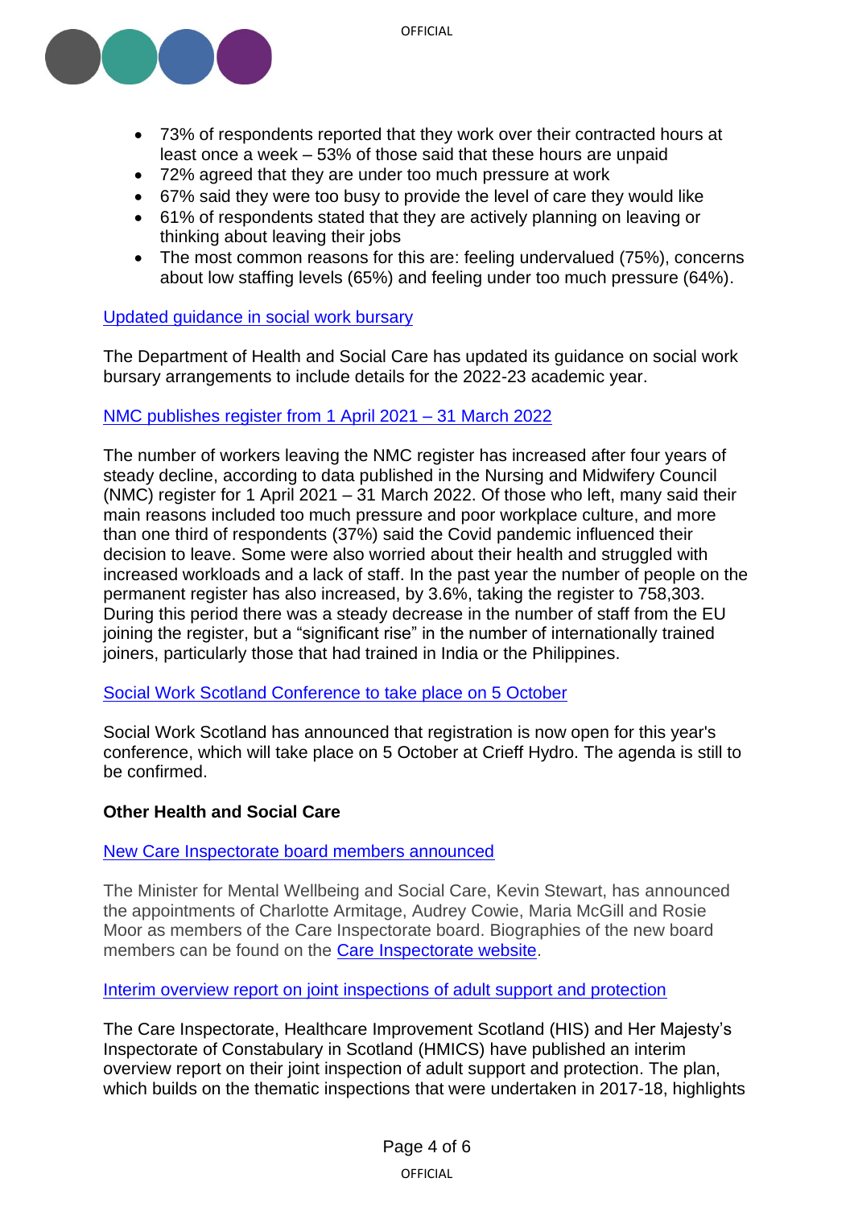- 73% of respondents reported that they work over their contracted hours at least once a week – 53% of those said that these hours are unpaid
- 72% agreed that they are under too much pressure at work
- 67% said they were too busy to provide the level of care they would like
- 61% of respondents stated that they are actively planning on leaving or thinking about leaving their jobs
- The most common reasons for this are: feeling undervalued (75%), concerns about low staffing levels (65%) and feeling under too much pressure (64%).

[Updated guidance in social work bursary]

The Department of Health and Social Care has updated its guidance on social work bursary arrangements to include details for the 2022-23 academic year.

[NMC publishes register from 1 April 2021 – 31 March 2022]

The number of workers leaving the NMC register has increased after four years of steady decline, according to data published in the Nursing and Midwifery Council (NMC) register for 1 April 2021 – 31 March 2022. Of those who left, many said their main reasons included too much pressure and poor workplace culture, and more than one third of respondents (37%) said the Covid pandemic influenced their decision to leave. Some were also worried about their health and struggled with increased workloads and a lack of staff. In the past year the number of people on the permanent register has also increased, by 3.6%, taking the register to 758,303. During this period there was a steady decrease in the number of staff from the EU joining the register, but a "significant rise" in the number of internationally trained joiners, particularly those that had trained in India or the Philippines.

[Social Work Scotland Conference to take place on 5 October]

Social Work Scotland has announced that registration is now open for this year's conference, which will take place on 5 October at Crieff Hydro. The agenda is still to be confirmed.

**Other Health and Social Care**

[New Care Inspectorate board members announced]

The Minister for Mental Wellbeing and Social Care, Kevin Stewart, has announced the appointments of Charlotte Armitage, Audrey Cowie, Maria McGill and Rosie Moor as members of the Care Inspectorate board. Biographies of the new board members can be found on the [Care Inspectorate website].

[Interim overview report on joint inspections of adult support and protection]

The Care Inspectorate, Healthcare Improvement Scotland (HIS) and Her Majesty's Inspectorate of Constabulary in Scotland (HMICS) have published an interim overview report on their joint inspection of adult support and protection. The plan, which builds on the thematic inspections that were undertaken in 2017-18, highlights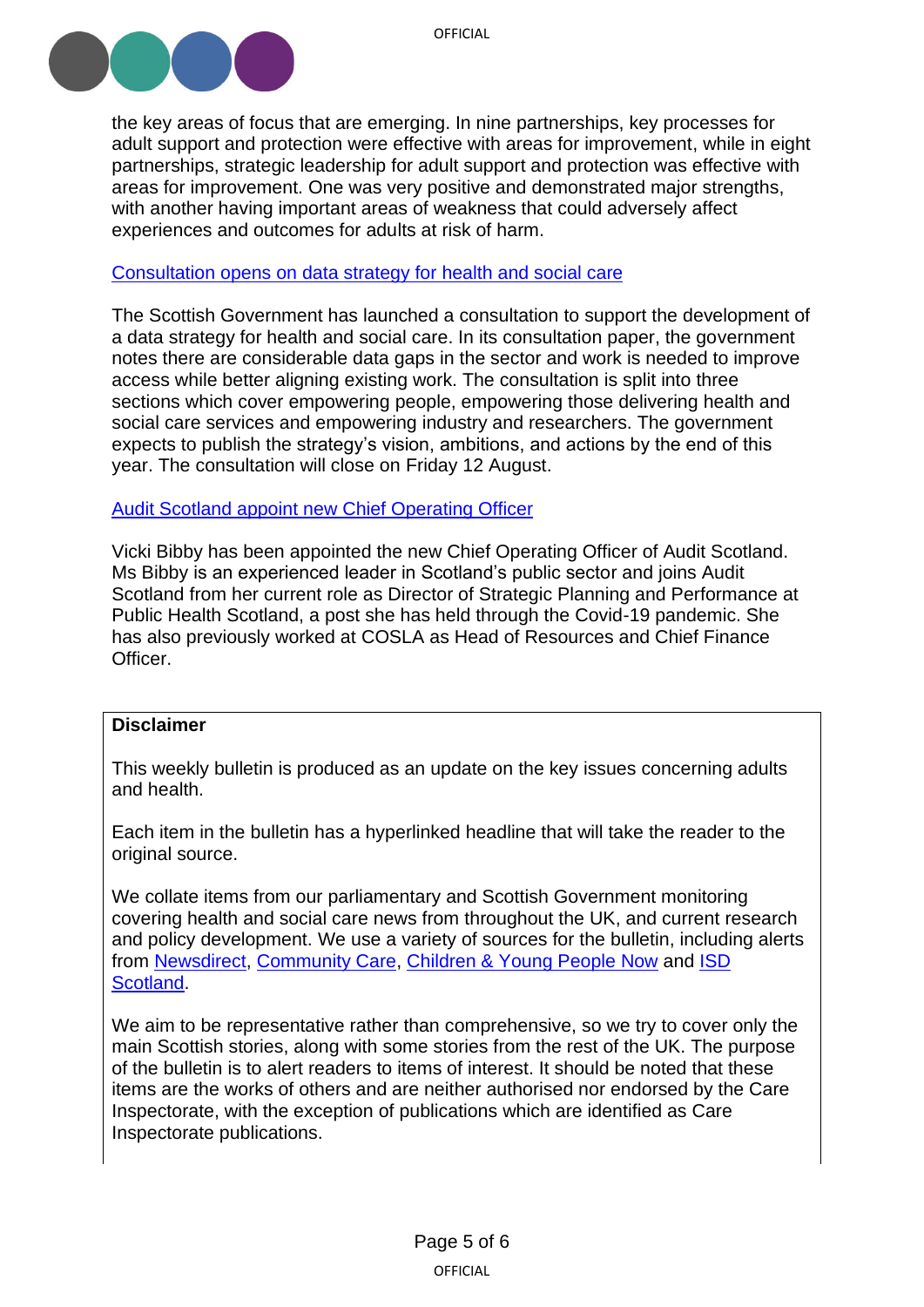the key areas of focus that are emerging. In nine partnerships, key processes for adult support and protection were effective with areas for improvement, while in eight partnerships, strategic leadership for adult support and protection was effective with areas for improvement. One was very positive and demonstrated major strengths, with another having important areas of weakness that could adversely affect experiences and outcomes for adults at risk of harm.

[Consultation opens on data strategy for health and social care]

The Scottish Government has launched a consultation to support the development of a data strategy for health and social care. In its consultation paper, the government notes there are considerable data gaps in the sector and work is needed to improve access while better aligning existing work. The consultation is split into three sections which cover empowering people, empowering those delivering health and social care services and empowering industry and researchers. The government expects to publish the strategy's vision, ambitions, and actions by the end of this year. The consultation will close on Friday 12 August.

[Audit Scotland appoint new Chief Operating Officer]

Vicki Bibby has been appointed the new Chief Operating Officer of Audit Scotland. Ms Bibby is an experienced leader in Scotland's public sector and joins Audit Scotland from her current role as Director of Strategic Planning and Performance at Public Health Scotland, a post she has held through the Covid-19 pandemic. She has also previously worked at COSLA as Head of Resources and Chief Finance Officer.

**Disclaimer**

This weekly bulletin is produced as an update on the key issues concerning adults and health.

Each item in the bulletin has a hyperlinked headline that will take the reader to the original source.

We collate items from our parliamentary and Scottish Government monitoring covering health and social care news from throughout the UK, and current research and policy development. We use a variety of sources for the bulletin, including alerts from Newsdirect, Community Care, Children & Young People Now and ISD Scotland.

We aim to be representative rather than comprehensive, so we try to cover only the main Scottish stories, along with some stories from the rest of the UK. The purpose of the bulletin is to alert readers to items of interest. It should be noted that these items are the works of others and are neither authorised nor endorsed by the Care Inspectorate, with the exception of publications which are identified as Care Inspectorate publications.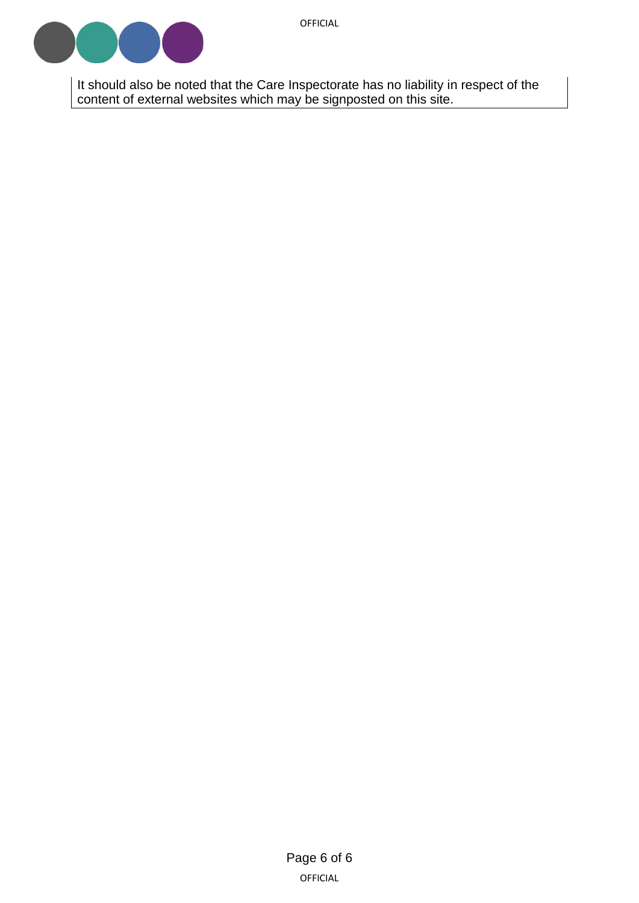It should also be noted that the Care Inspectorate has no liability in respect of the content of external websites which may be signposted on this site.